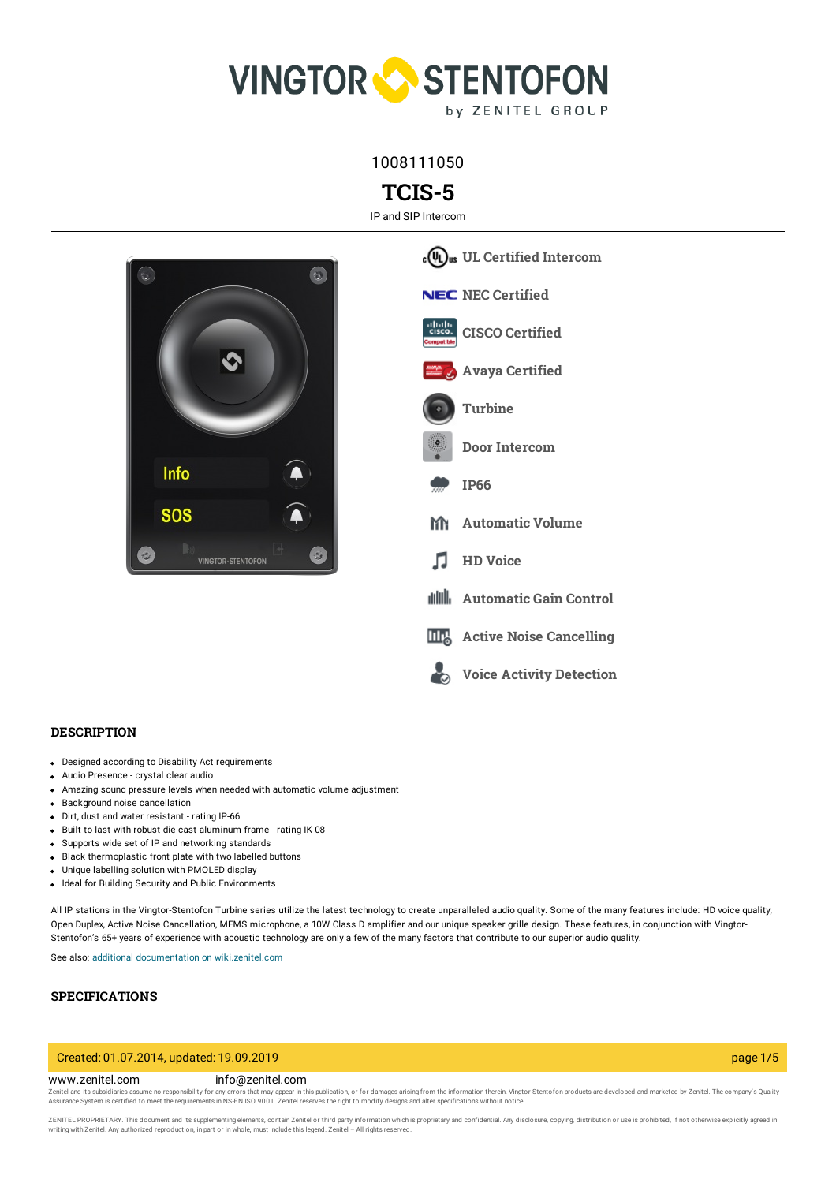1008111050

# TCIS-5

IP and SIP Intercom

- UL Certified Intercom
- NEC Certified
- CISCO Certified
- Avaya Certified
- Turbine
- Door Intercom
- IP66
- Automatic Volume
- HD Voice
- Automatic Gain Control
- Active Noise Cancelling
- Voice Activity Detection

## DESCRIPTION

- Designed according to Disability Act requirements
- Audio Presence - crystal clear audio
- Amazing sound pressure levels when needed with automatic volume adjustment
- Background noise cancellation
- Dirt, dust and water resistant - rating IP-66
- Built to last with robust die-cast aluminum frame - rating IK 08
- Supports wide set of IP and networking standards
- Black thermoplastic front plate with two labelled buttons
- Unique labelling solution with PMOLED display
- Ideal for Building Security and Public Environments

All IP stations in the Vingtor-Stentofon Turbine series utilize the latest technology to create unparalleled audio quality. Some of the many features include: HD voice quality, Open Duplex, Active Noise Cancellation, MEMS microphone, a 10W Class D amplifier and our unique speaker grille design. These features, in conjunction with Vingtor-Stentofon's 65+ years of experience with acoustic technology are only a few of the many factors that contribute to our superior audio quality.

See also: additional documentation on wiki.zenitel.com

## SPECIFICATIONS

Created: 01.07.2014, updated: 19.09.2019

www.zenitel.com info@zenitel.com

Zenitel and its subsidiaries assume no responsibility for any errors that may appear in this publication, or for damages arising from the information therein. Vingtor-Stentofon products are developed and marketed by Zenitel. The company's Quality Assurance System is certified to meet the requirements in NS-EN ISO 9001. Zenitel reserves the right to modify designs and alter specifications without notice.

ZENITEL PROPRIETARY. This document and its supplementing elements, contain Zenitel or third party information which is proprietary and confidential. Any disclosure, copying, distribution or use is prohibited, if not otherwise explicitly agreed in writing with Zenitel. Any authorized reproduction, in part or in whole, must include this legend. Zenitel – All rights reserved.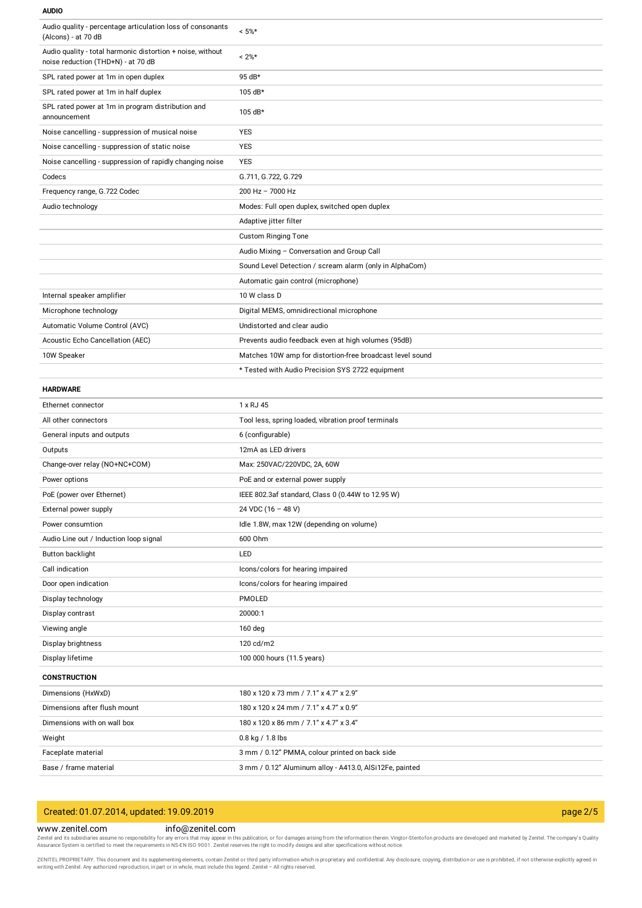### AUDIO

| | |
|---|---|
| Audio quality - percentage articulation loss of consonants (Alcons) - at 70 dB | < 5%* |
| Audio quality - total harmonic distortion + noise, without noise reduction (THD+N) - at 70 dB | < 2%* |
| SPL rated power at 1m in open duplex | 95 dB* |
| SPL rated power at 1m in half duplex | 105 dB* |
| SPL rated power at 1m in program distribution and announcement | 105 dB* |
| Noise cancelling - suppression of musical noise | YES |
| Noise cancelling - suppression of static noise | YES |
| Noise cancelling - suppression of rapidly changing noise | YES |
| Codecs | G.711, G.722, G.729 |
| Frequency range, G.722 Codec | 200 Hz – 7000 Hz |
| Audio technology | Modes: Full open duplex, switched open duplex |
| | Adaptive jitter filter |
| | Custom Ringing Tone |
| | Audio Mixing – Conversation and Group Call |
| | Sound Level Detection / scream alarm (only in AlphaCom) |
| | Automatic gain control (microphone) |
| Internal speaker amplifier | 10 W class D |
| Microphone technology | Digital MEMS, omnidirectional microphone |
| Automatic Volume Control (AVC) | Undistorted and clear audio |
| Acoustic Echo Cancellation (AEC) | Prevents audio feedback even at high volumes (95dB) |
| 10W Speaker | Matches 10W amp for distortion-free broadcast level sound |
| | * Tested with Audio Precision SYS 2722 equipment |

### HARDWARE

| | |
|---|---|
| Ethernet connector | 1 x RJ 45 |
| All other connectors | Tool less, spring loaded, vibration proof terminals |
| General inputs and outputs | 6 (configurable) |
| Outputs | 12mA as LED drivers |
| Change-over relay (NO+NC+COM) | Max: 250VAC/220VDC, 2A, 60W |
| Power options | PoE and or external power supply |
| PoE (power over Ethernet) | IEEE 802.3af standard, Class 0 (0.44W to 12.95 W) |
| External power supply | 24 VDC (16 – 48 V) |
| Power consumtion | Idle 1.8W, max 12W (depending on volume) |
| Audio Line out / Induction loop signal | 600 Ohm |
| Button backlight | LED |
| Call indication | Icons/colors for hearing impaired |
| Door open indication | Icons/colors for hearing impaired |
| Display technology | PMOLED |
| Display contrast | 20000:1 |
| Viewing angle | 160 deg |
| Display brightness | 120 cd/m2 |
| Display lifetime | 100 000 hours (11.5 years) |

### CONSTRUCTION

| | |
|---|---|
| Dimensions (HxWxD) | 180 x 120 x 73 mm / 7.1" x 4.7" x 2.9" |
| Dimensions after flush mount | 180 x 120 x 24 mm / 7.1" x 4.7" x 0.9" |
| Dimensions with on wall box | 180 x 120 x 86 mm / 7.1" x 4.7" x 3.4" |
| Weight | 0.8 kg / 1.8 lbs |
| Faceplate material | 3 mm / 0.12" PMMA, colour printed on back side |
| Base / frame material | 3 mm / 0.12" Aluminum alloy - A413.0, AlSi12Fe, painted |

Created: 01.07.2014, updated: 19.09.2019

www.zenitel.com info@zenitel.com

Zenitel and its subsidiaries assume no responsibility for any errors that may appear in this publication, or for damages arising from the information therein. Vingtor-Stentofon products are developed and marketed by Zenitel. The company's Quality Assurance System is certified to meet the requirements in NS-EN ISO 9001. Zenitel reserves the right to modify designs and alter specifications without notice.

ZENITEL PROPRIETARY. This document and its supplementing elements, contain Zenitel or third party information which is proprietary and confidential. Any disclosure, copying, distribution or use is prohibited, if not otherwise explicitly agreed in writing with Zenitel. Any authorized reproduction, in part or in whole, must include this legend. Zenitel – All rights reserved.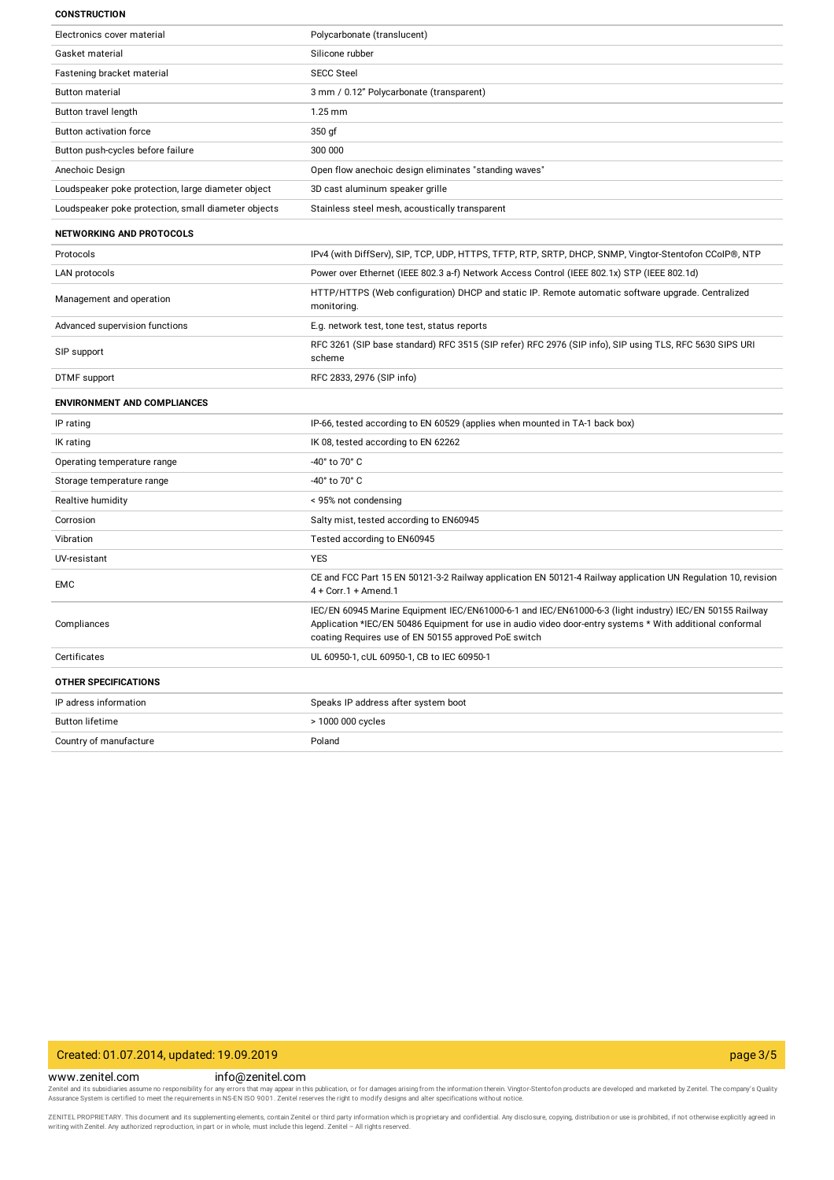## CONSTRUCTION

| | |
|---|---|
| Electronics cover material | Polycarbonate (translucent) |
| Gasket material | Silicone rubber |
| Fastening bracket material | SECC Steel |
| Button material | 3 mm / 0.12" Polycarbonate (transparent) |
| Button travel length | 1.25 mm |
| Button activation force | 350 gf |
| Button push-cycles before failure | 300 000 |
| Anechoic Design | Open flow anechoic design eliminates "standing waves" |
| Loudspeaker poke protection, large diameter object | 3D cast aluminum speaker grille |
| Loudspeaker poke protection, small diameter objects | Stainless steel mesh, acoustically transparent |

## NETWORKING AND PROTOCOLS

| | |
|---|---|
| Protocols | IPv4 (with DiffServ), SIP, TCP, UDP, HTTPS, TFTP, RTP, SRTP, DHCP, SNMP, Vingtor-Stentofon CCoIP®, NTP |
| LAN protocols | Power over Ethernet (IEEE 802.3 a-f) Network Access Control (IEEE 802.1x) STP (IEEE 802.1d) |
| Management and operation | HTTP/HTTPS (Web configuration) DHCP and static IP. Remote automatic software upgrade. Centralized monitoring. |
| Advanced supervision functions | E.g. network test, tone test, status reports |
| SIP support | RFC 3261 (SIP base standard) RFC 3515 (SIP refer) RFC 2976 (SIP info), SIP using TLS, RFC 5630 SIPS URI scheme |
| DTMF support | RFC 2833, 2976 (SIP info) |

## ENVIRONMENT AND COMPLIANCES

| | |
|---|---|
| IP rating | IP-66, tested according to EN 60529 (applies when mounted in TA-1 back box) |
| IK rating | IK 08, tested according to EN 62262 |
| Operating temperature range | -40° to 70° C |
| Storage temperature range | -40° to 70° C |
| Realtive humidity | < 95% not condensing |
| Corrosion | Salty mist, tested according to EN60945 |
| Vibration | Tested according to EN60945 |
| UV-resistant | YES |
| EMC | CE and FCC Part 15 EN 50121-3-2 Railway application EN 50121-4 Railway application UN Regulation 10, revision 4 + Corr.1 + Amend.1 |
| Compliances | IEC/EN 60945 Marine Equipment IEC/EN61000-6-1 and IEC/EN61000-6-3 (light industry) IEC/EN 50155 Railway Application *IEC/EN 50486 Equipment for use in audio video door-entry systems * With additional conformal coating Requires use of EN 50155 approved PoE switch |
| Certificates | UL 60950-1, cUL 60950-1, CB to IEC 60950-1 |

## OTHER SPECIFICATIONS

| | |
|---|---|
| IP adress information | Speaks IP address after system boot |
| Button lifetime | > 1000 000 cycles |
| Country of manufacture | Poland |

Created: 01.07.2014, updated: 19.09.2019

www.zenitel.com info@zenitel.com

Zenitel and its subsidiaries assume no responsibility for any errors that may appear in this publication, or for damages arising from the information therein. Vingtor-Stentofon products are developed and marketed by Zenitel. The company's Quality Assurance System is certified to meet the requirements in NS-EN ISO 9001. Zenitel reserves the right to modify designs and alter specifications without notice.

ZENITEL PROPRIETARY. This document and its supplementing elements, contain Zenitel or third party information which is proprietary and confidential. Any disclosure, copying, distribution or use is prohibited, if not otherwise explicitly agreed in writing with Zenitel. Any authorized reproduction, in part or in whole, must include this legend. Zenitel – All rights reserved.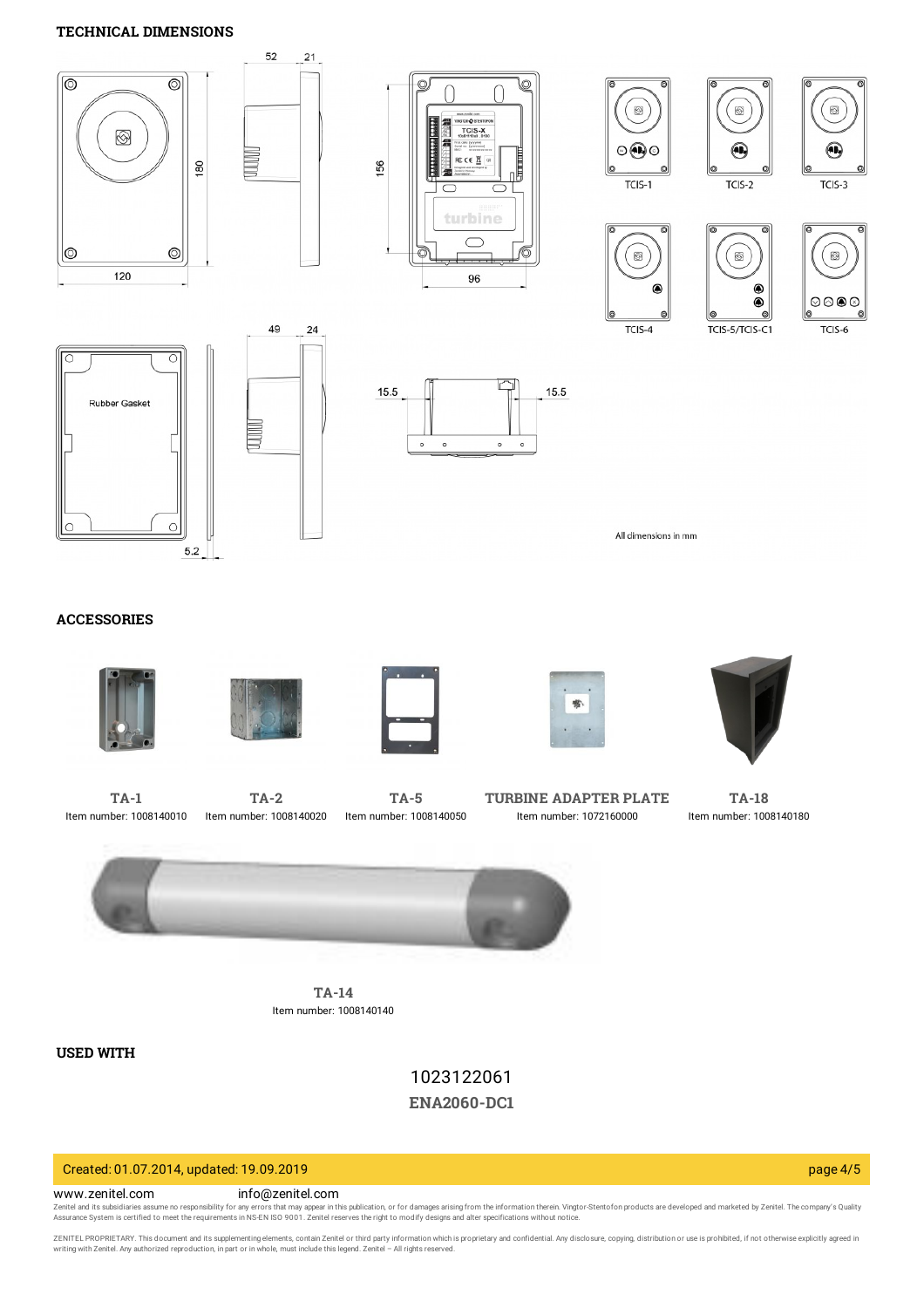## TECHNICAL DIMENSIONS

All dimensions in mm

## ACCESSORIES

**TA-1**
Item number: 1008140010

**TA-2**
Item number: 1008140020

**TA-5**
Item number: 1008140050

**TURBINE ADAPTER PLATE**
Item number: 1072160000

**TA-18**
Item number: 1008140180

**TA-14**
Item number: 1008140140

## USED WITH

1023122061
**ENA2060-DC1**

Created: 01.07.2014, updated: 19.09.2019

www.zenitel.com info@zenitel.com

Zenitel and its subsidiaries assume no responsibility for any errors that may appear in this publication, or for damages arising from the information therein. Vingtor-Stentofon products are developed and marketed by Zenitel. The company's Quality Assurance System is certified to meet the requirements in NS-EN ISO 9001. Zenitel reserves the right to modify designs and alter specifications without notice.

ZENITEL PROPRIETARY. This document and its supplementing elements, contain Zenitel or third party information which is proprietary and confidential. Any disclosure, copying, distribution or use is prohibited, if not otherwise explicitly agreed in writing with Zenitel. Any authorized reproduction, in part or in whole, must include this legend. Zenitel – All rights reserved.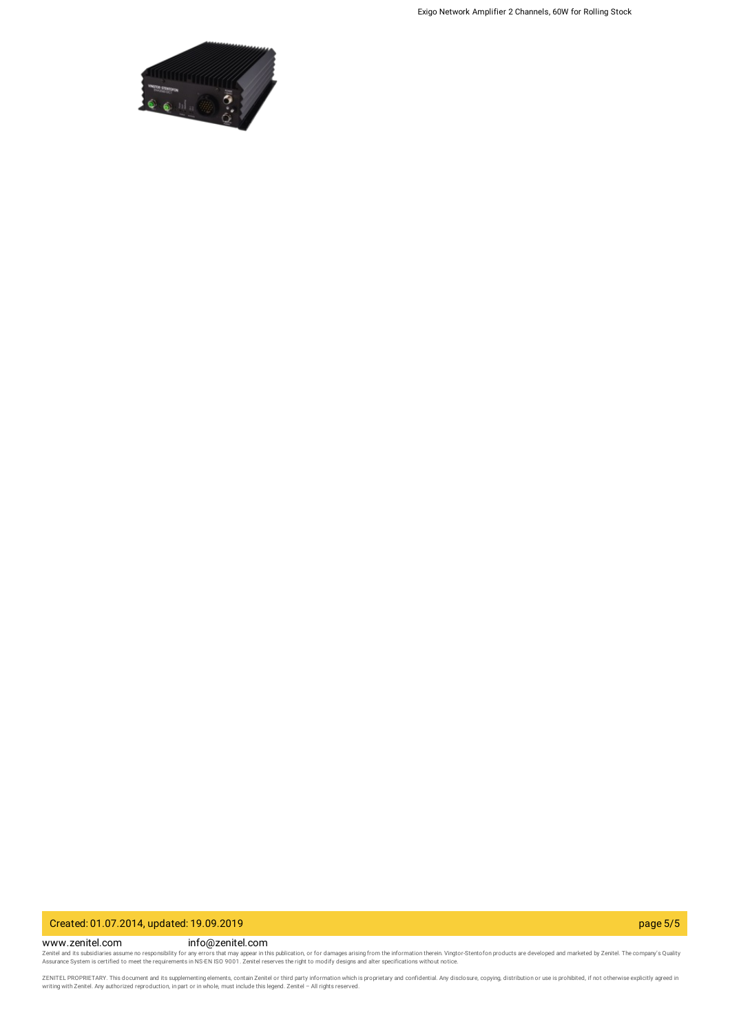Created: 01.07.2014, updated: 19.09.2019

www.zenitel.com info@zenitel.com

Zenitel and its subsidiaries assume no responsibility for any errors that may appear in this publication, or for damages arising from the information therein. Vingtor-Stentofon products are developed and marketed by Zenitel. The company's Quality Assurance System is certified to meet the requirements in NS-EN ISO 9001. Zenitel reserves the right to modify designs and alter specifications without notice.

ZENITEL PROPRIETARY. This document and its supplementing elements, contain Zenitel or third party information which is proprietary and confidential. Any disclosure, copying, distribution or use is prohibited, if not otherwise explicitly agreed in writing with Zenitel. Any authorized reproduction, in part or in whole, must include this legend. Zenitel – All rights reserved.